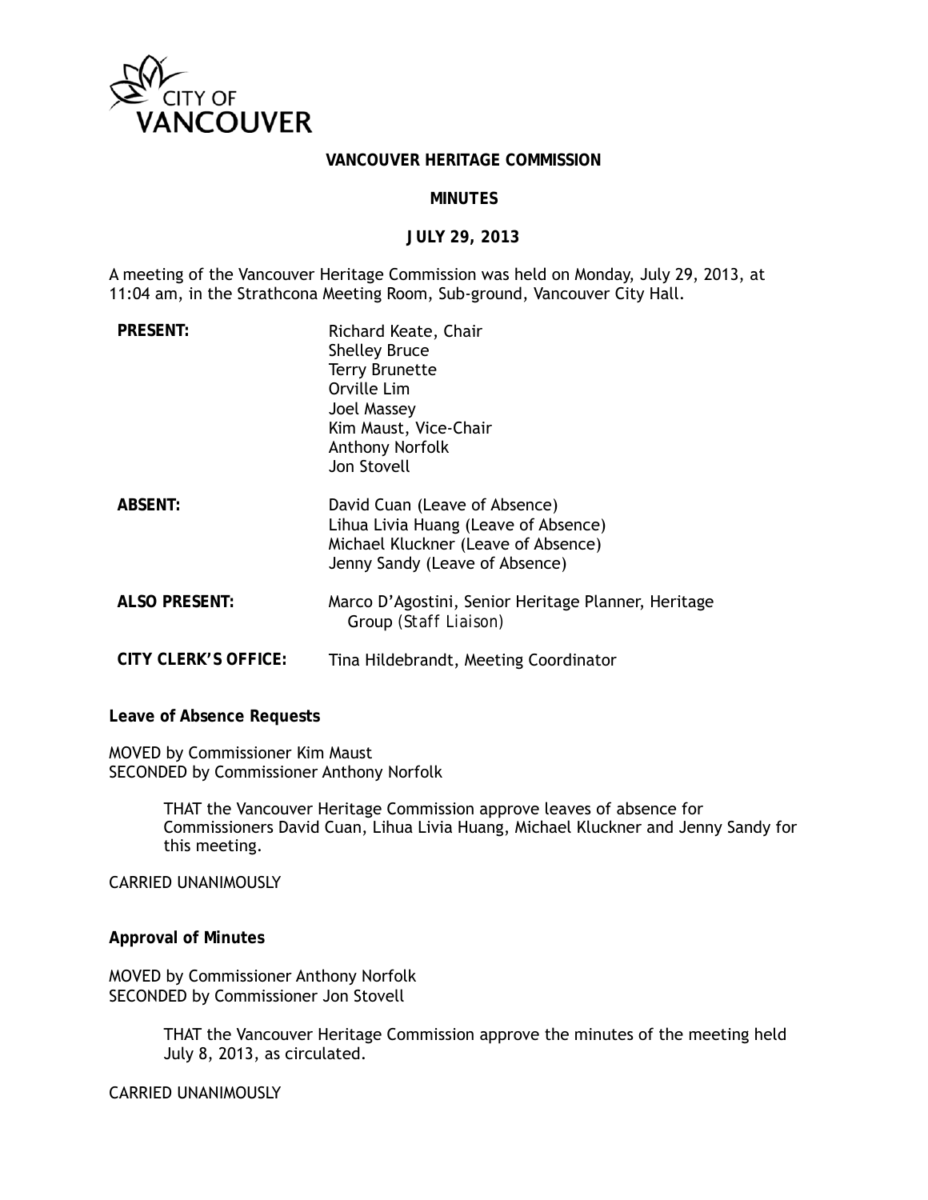CITY OF VANCOUVER

# VANCOUVER HERITAGE COMMISSION

## MINUTES

## JULY 29, 2013

A meeting of the Vancouver Heritage Commission was held on Monday, July 29, 2013, at 11:04 am, in the Strathcona Meeting Room, Sub-ground, Vancouver City Hall.

| | |
|---|---|
| **PRESENT:** | Richard Keate, Chair<br>Shelley Bruce<br>Terry Brunette<br>Orville Lim<br>Joel Massey<br>Kim Maust, Vice-Chair<br>Anthony Norfolk<br>Jon Stovell |
| **ABSENT:** | David Cuan (Leave of Absence)<br>Lihua Livia Huang (Leave of Absence)<br>Michael Kluckner (Leave of Absence)<br>Jenny Sandy (Leave of Absence) |
| **ALSO PRESENT:** | Marco D'Agostini, Senior Heritage Planner, Heritage Group (Staff Liaison) |
| **CITY CLERK'S OFFICE:** | Tina Hildebrandt, Meeting Coordinator |

**Leave of Absence Requests**

MOVED by Commissioner Kim Maust
SECONDED by Commissioner Anthony Norfolk

> THAT the Vancouver Heritage Commission approve leaves of absence for Commissioners David Cuan, Lihua Livia Huang, Michael Kluckner and Jenny Sandy for this meeting.

CARRIED UNANIMOUSLY

**Approval of Minutes**

MOVED by Commissioner Anthony Norfolk
SECONDED by Commissioner Jon Stovell

> THAT the Vancouver Heritage Commission approve the minutes of the meeting held July 8, 2013, as circulated.

CARRIED UNANIMOUSLY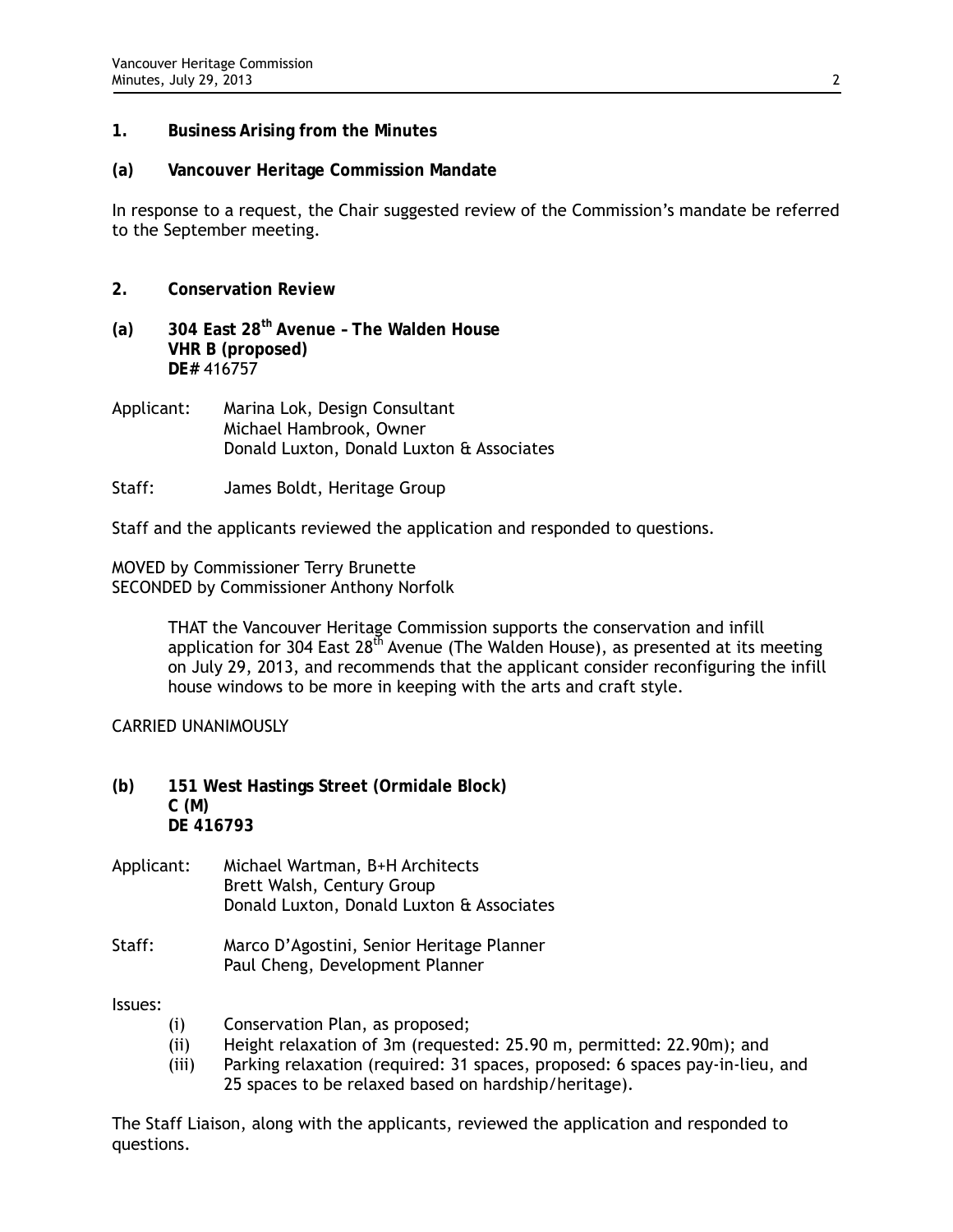## 1. Business Arising from the Minutes

### (a) Vancouver Heritage Commission Mandate

In response to a request, the Chair suggested review of the Commission's mandate be referred to the September meeting.

## 2. Conservation Review

### (a) 304 East 28th Avenue – The Walden House

**VHR B (proposed)**
**DE#** 416757

Applicant: Marina Lok, Design Consultant
Michael Hambrook, Owner
Donald Luxton, Donald Luxton & Associates

Staff: James Boldt, Heritage Group

Staff and the applicants reviewed the application and responded to questions.

MOVED by Commissioner Terry Brunette
SECONDED by Commissioner Anthony Norfolk

> THAT the Vancouver Heritage Commission supports the conservation and infill application for 304 East 28th Avenue (The Walden House), as presented at its meeting on July 29, 2013, and recommends that the applicant consider reconfiguring the infill house windows to be more in keeping with the arts and craft style.

CARRIED UNANIMOUSLY

### (b) 151 West Hastings Street (Ormidale Block)

**C (M)**
**DE 416793**

Applicant: Michael Wartman, B+H Architects
Brett Walsh, Century Group
Donald Luxton, Donald Luxton & Associates

Staff: Marco D'Agostini, Senior Heritage Planner
Paul Cheng, Development Planner

Issues:

- (i) Conservation Plan, as proposed;
- (ii) Height relaxation of 3m (requested: 25.90 m, permitted: 22.90m); and
- (iii) Parking relaxation (required: 31 spaces, proposed: 6 spaces pay-in-lieu, and 25 spaces to be relaxed based on hardship/heritage).

The Staff Liaison, along with the applicants, reviewed the application and responded to questions.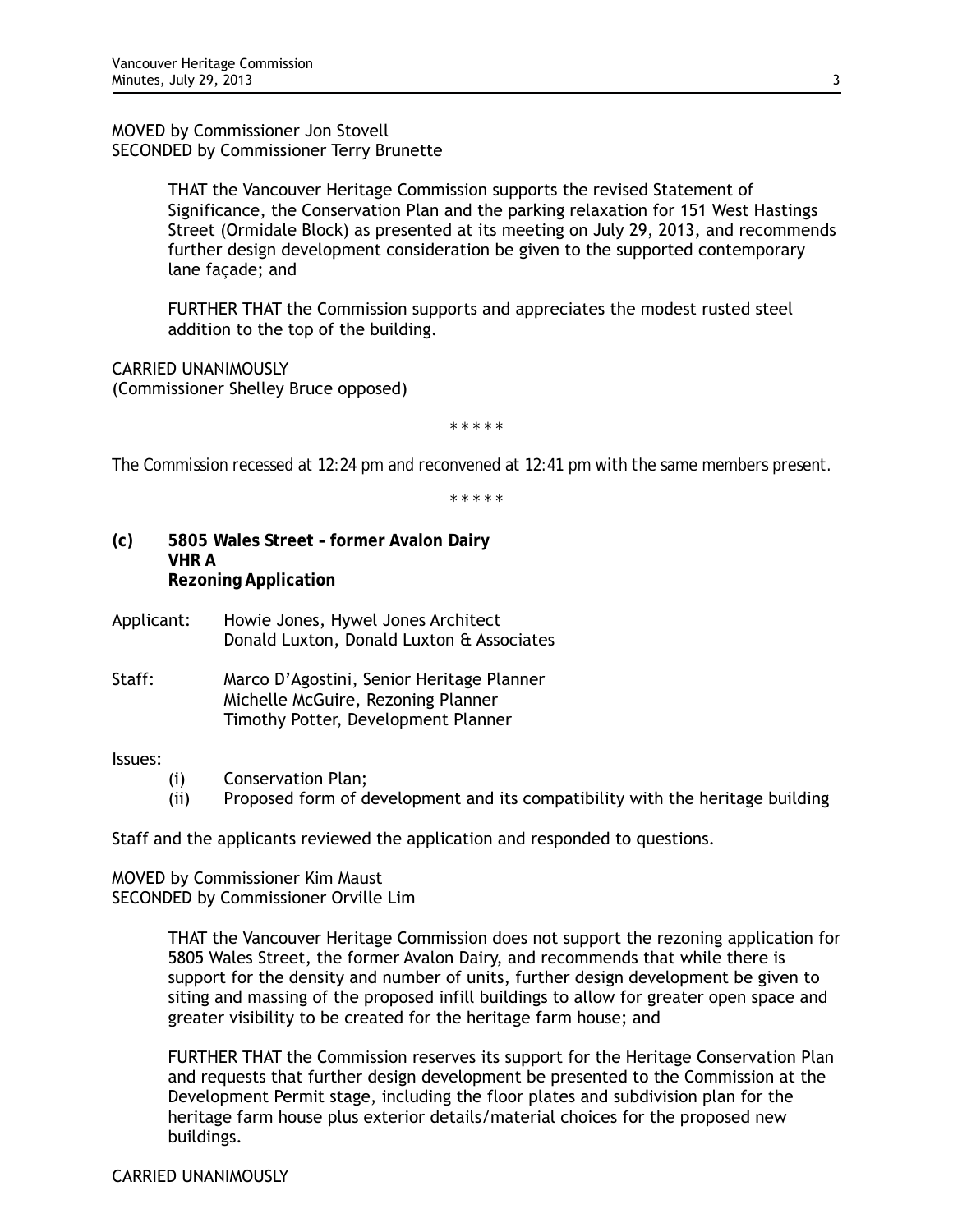MOVED by Commissioner Jon Stovell
SECONDED by Commissioner Terry Brunette

> THAT the Vancouver Heritage Commission supports the revised Statement of Significance, the Conservation Plan and the parking relaxation for 151 West Hastings Street (Ormidale Block) as presented at its meeting on July 29, 2013, and recommends further design development consideration be given to the supported contemporary lane façade; and
>
> FURTHER THAT the Commission supports and appreciates the modest rusted steel addition to the top of the building.

CARRIED UNANIMOUSLY
(Commissioner Shelley Bruce opposed)

\* \* \* \* \*

*The Commission recessed at 12:24 pm and reconvened at 12:41 pm with the same members present.*

\* \* \* \* \*

**(c) 5805 Wales Street – former Avalon Dairy**
**VHR A**
**Rezoning Application**

Applicant: Howie Jones, Hywel Jones Architect
Donald Luxton, Donald Luxton & Associates

Staff: Marco D'Agostini, Senior Heritage Planner
Michelle McGuire, Rezoning Planner
Timothy Potter, Development Planner

Issues:

(i) Conservation Plan;
(ii) Proposed form of development and its compatibility with the heritage building

Staff and the applicants reviewed the application and responded to questions.

MOVED by Commissioner Kim Maust
SECONDED by Commissioner Orville Lim

> THAT the Vancouver Heritage Commission does not support the rezoning application for 5805 Wales Street, the former Avalon Dairy, and recommends that while there is support for the density and number of units, further design development be given to siting and massing of the proposed infill buildings to allow for greater open space and greater visibility to be created for the heritage farm house; and
>
> FURTHER THAT the Commission reserves its support for the Heritage Conservation Plan and requests that further design development be presented to the Commission at the Development Permit stage, including the floor plates and subdivision plan for the heritage farm house plus exterior details/material choices for the proposed new buildings.

CARRIED UNANIMOUSLY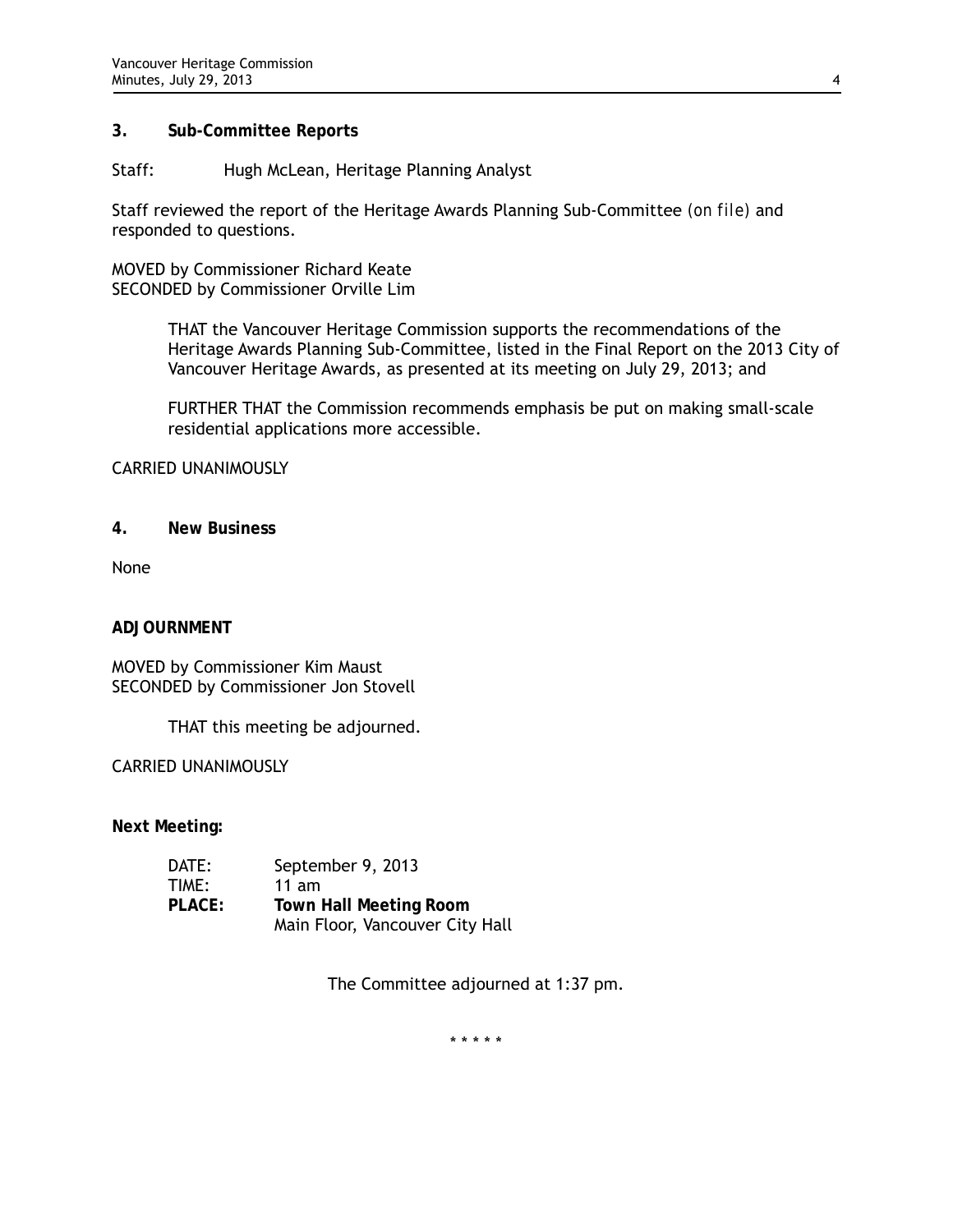## 3. Sub-Committee Reports

Staff: Hugh McLean, Heritage Planning Analyst

Staff reviewed the report of the Heritage Awards Planning Sub-Committee (on file) and responded to questions.

MOVED by Commissioner Richard Keate
SECONDED by Commissioner Orville Lim

> THAT the Vancouver Heritage Commission supports the recommendations of the Heritage Awards Planning Sub-Committee, listed in the Final Report on the 2013 City of Vancouver Heritage Awards, as presented at its meeting on July 29, 2013; and
>
> FURTHER THAT the Commission recommends emphasis be put on making small-scale residential applications more accessible.

CARRIED UNANIMOUSLY

## 4. New Business

None

## ADJOURNMENT

MOVED by Commissioner Kim Maust
SECONDED by Commissioner Jon Stovell

> THAT this meeting be adjourned.

CARRIED UNANIMOUSLY

**Next Meeting:**

DATE: September 9, 2013
TIME: 11 am
**PLACE: Town Hall Meeting Room**
Main Floor, Vancouver City Hall

The Committee adjourned at 1:37 pm.

\* \* \* \* \*